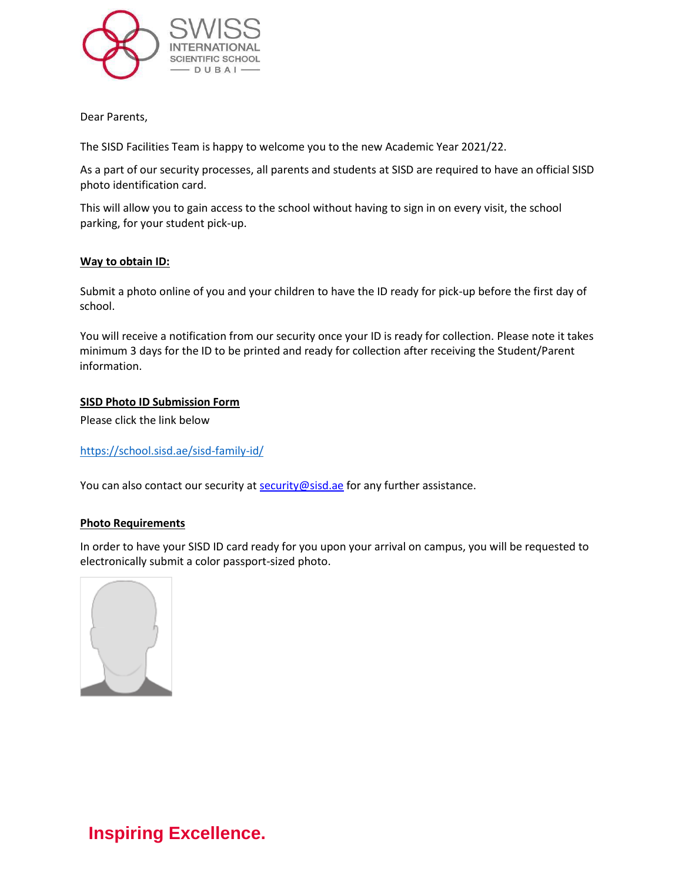Dear Parents,

The SISD Facilities Team is happy to welcome you to the new Academic Year 2021/22.

As a part of our security processes, all parents and students at SISD are required to have an official SISD photo identification card.

This will allow you to gain access to the school without having to sign in on every visit, the school parking, for your student pick-up.

**Way to obtain ID:**

Submit a photo online of you and your children to have the ID ready for pick-up before the first day of school.

You will receive a notification from our security once your ID is ready for collection. Please note it takes minimum 3 days for the ID to be printed and ready for collection after receiving the Student/Parent information.

**SISD Photo ID Submission Form**

Please click the link below

https://school.sisd.ae/sisd-family-id/

You can also contact our security at security@sisd.ae for any further assistance.

**Photo Requirements**

In order to have your SISD ID card ready for you upon your arrival on campus, you will be requested to electronically submit a color passport-sized photo.

**Inspiring Excellence.**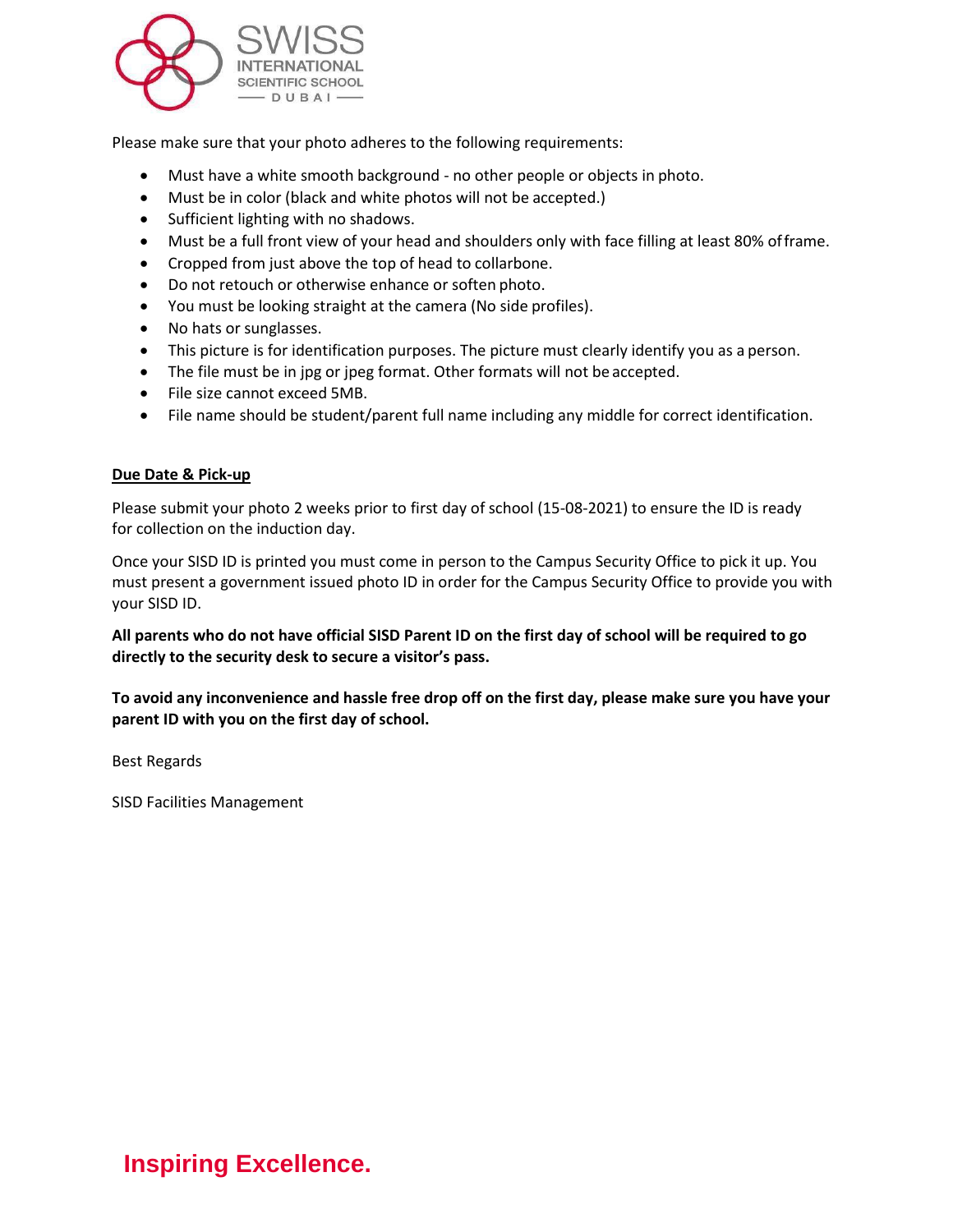Please make sure that your photo adheres to the following requirements:

- Must have a white smooth background - no other people or objects in photo.
- Must be in color (black and white photos will not be accepted.)
- Sufficient lighting with no shadows.
- Must be a full front view of your head and shoulders only with face filling at least 80% of frame.
- Cropped from just above the top of head to collarbone.
- Do not retouch or otherwise enhance or soften photo.
- You must be looking straight at the camera (No side profiles).
- No hats or sunglasses.
- This picture is for identification purposes. The picture must clearly identify you as a person.
- The file must be in jpg or jpeg format. Other formats will not be accepted.
- File size cannot exceed 5MB.
- File name should be student/parent full name including any middle for correct identification.

**Due Date & Pick-up**

Please submit your photo 2 weeks prior to first day of school (15-08-2021) to ensure the ID is ready for collection on the induction day.

Once your SISD ID is printed you must come in person to the Campus Security Office to pick it up. You must present a government issued photo ID in order for the Campus Security Office to provide you with your SISD ID.

**All parents who do not have official SISD Parent ID on the first day of school will be required to go directly to the security desk to secure a visitor's pass.**

**To avoid any inconvenience and hassle free drop off on the first day, please make sure you have your parent ID with you on the first day of school.**

Best Regards

SISD Facilities Management

**Inspiring Excellence.**